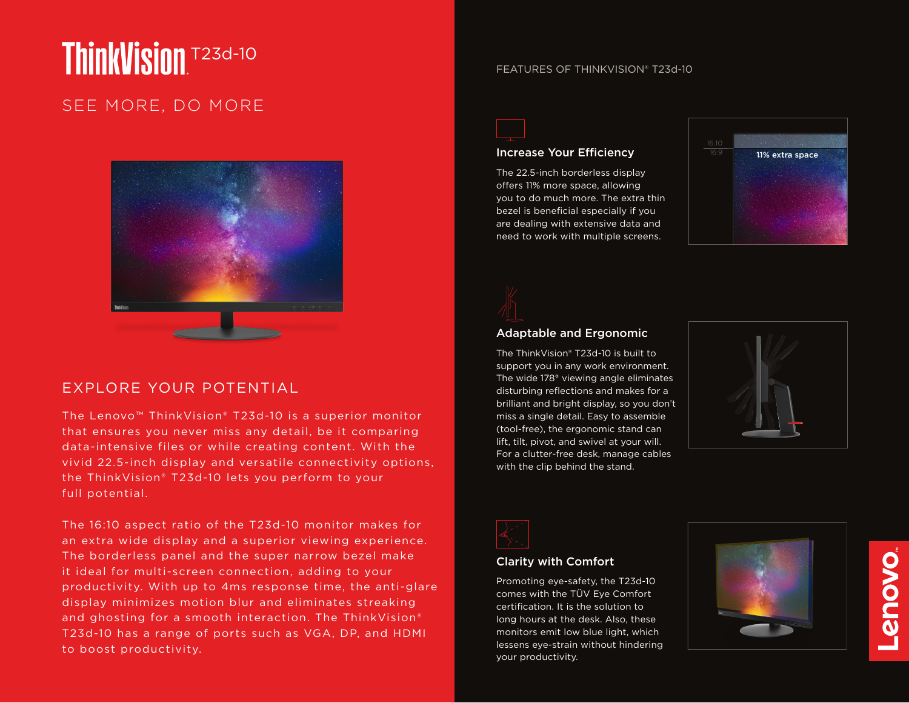# ThinkVision T23d-10

## SEE MORE, DO MORE

## EXPLORE YOUR POTENTIAL

The Lenovo™ ThinkVision® T23d-10 is a superior monitor that ensures you never miss any detail, be it comparing data-intensive files or while creating content. With the vivid 22.5-inch display and versatile connectivity options, the ThinkVision® T23d-10 lets you perform to your full potential.

The 16:10 aspect ratio of the T23d-10 monitor makes for an extra wide display and a superior viewing experience. The borderless panel and the super narrow bezel make it ideal for multi-screen connection, adding to your productivity. With up to 4ms response time, the anti-glare display minimizes motion blur and eliminates streaking and ghosting for a smooth interaction. The ThinkVision® T23d-10 has a range of ports such as VGA, DP, and HDMI to boost productivity.

## FEATURES OF THINKVISION® T23d-10

### Increase Your Efficiency

The 22.5-inch borderless display offers 11% more space, allowing you to do much more. The extra thin bezel is beneficial especially if you are dealing with extensive data and need to work with multiple screens.

16:10
16:9
11% extra space

### Adaptable and Ergonomic

The ThinkVision® T23d-10 is built to support you in any work environment. The wide 178° viewing angle eliminates disturbing reflections and makes for a brilliant and bright display, so you don't miss a single detail. Easy to assemble (tool-free), the ergonomic stand can lift, tilt, pivot, and swivel at your will. For a clutter-free desk, manage cables with the clip behind the stand.

### Clarity with Comfort

Promoting eye-safety, the T23d-10 comes with the TÜV Eye Comfort certification. It is the solution to long hours at the desk. Also, these monitors emit low blue light, which lessens eye-strain without hindering your productivity.

Lenovo™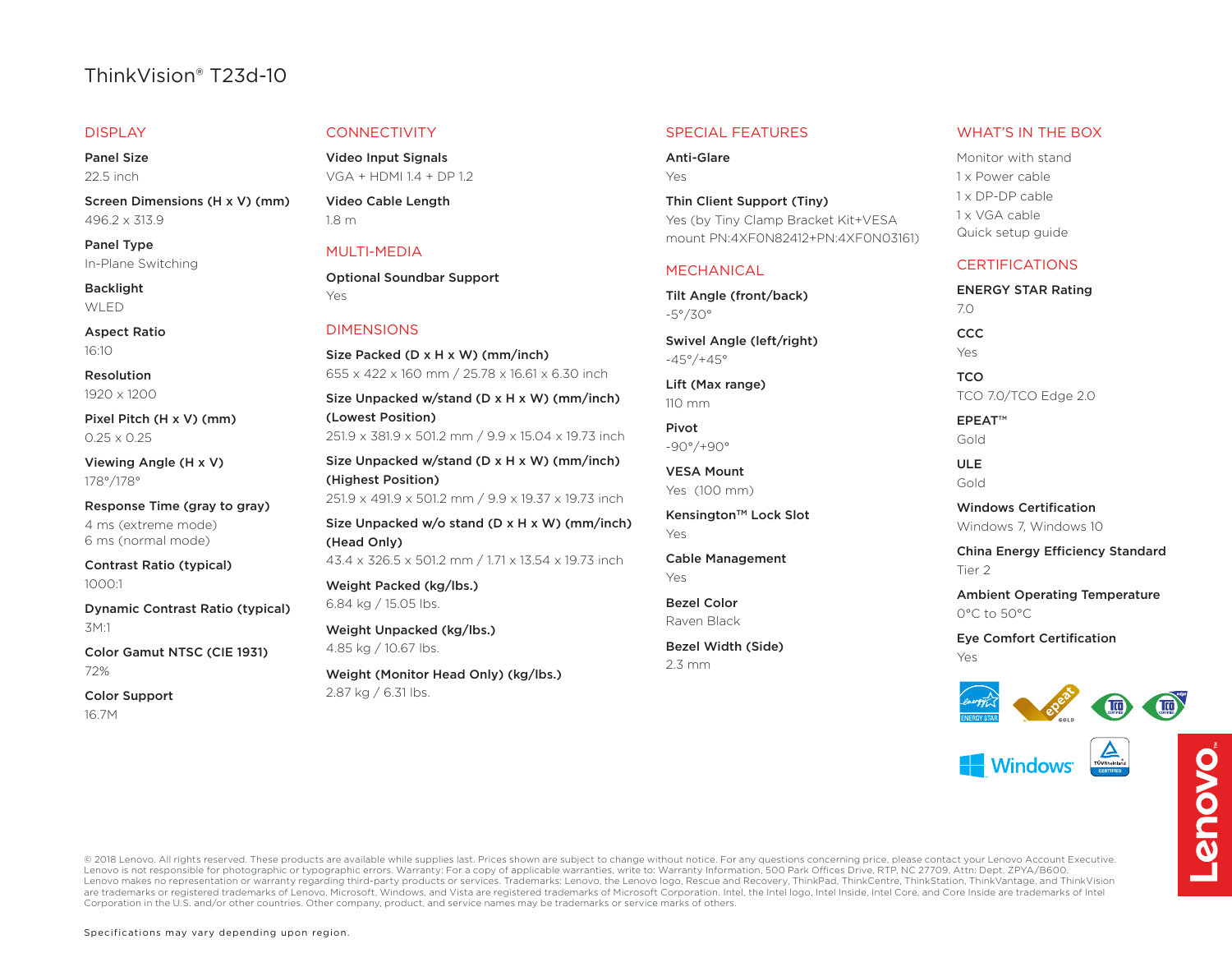# ThinkVision® T23d-10

## DISPLAY

**Panel Size**
22.5 inch

**Screen Dimensions (H x V) (mm)**
496.2 x 313.9

**Panel Type**
In-Plane Switching

**Backlight**
WLED

**Aspect Ratio**
16:10

**Resolution**
1920 x 1200

**Pixel Pitch (H x V) (mm)**
0.25 x 0.25

**Viewing Angle (H x V)**
178°/178°

**Response Time (gray to gray)**
4 ms (extreme mode)
6 ms (normal mode)

**Contrast Ratio (typical)**
1000:1

**Dynamic Contrast Ratio (typical)**
3M:1

**Color Gamut NTSC (CIE 1931)**
72%

**Color Support**
16.7M

## CONNECTIVITY

**Video Input Signals**
VGA + HDMI 1.4 + DP 1.2

**Video Cable Length**
1.8 m

## MULTI-MEDIA

**Optional Soundbar Support**
Yes

## DIMENSIONS

**Size Packed (D x H x W) (mm/inch)**
655 x 422 x 160 mm / 25.78 x 16.61 x 6.30 inch

**Size Unpacked w/stand (D x H x W) (mm/inch) (Lowest Position)**
251.9 x 381.9 x 501.2 mm / 9.9 x 15.04 x 19.73 inch

**Size Unpacked w/stand (D x H x W) (mm/inch) (Highest Position)**
251.9 x 491.9 x 501.2 mm / 9.9 x 19.37 x 19.73 inch

**Size Unpacked w/o stand (D x H x W) (mm/inch) (Head Only)**
43.4 x 326.5 x 501.2 mm / 1.71 x 13.54 x 19.73 inch

**Weight Packed (kg/lbs.)**
6.84 kg / 15.05 lbs.

**Weight Unpacked (kg/lbs.)**
4.85 kg / 10.67 lbs.

**Weight (Monitor Head Only) (kg/lbs.)**
2.87 kg / 6.31 lbs.

## SPECIAL FEATURES

**Anti-Glare**
Yes

**Thin Client Support (Tiny)**
Yes (by Tiny Clamp Bracket Kit+VESA mount PN:4XF0N82412+PN:4XF0N03161)

## MECHANICAL

**Tilt Angle (front/back)**
-5°/30°

**Swivel Angle (left/right)**
-45°/+45°

**Lift (Max range)**
110 mm

**Pivot**
-90°/+90°

**VESA Mount**
Yes (100 mm)

**Kensington™ Lock Slot**
Yes

**Cable Management**
Yes

**Bezel Color**
Raven Black

**Bezel Width (Side)**
2.3 mm

## WHAT'S IN THE BOX

Monitor with stand
1 x Power cable
1 x DP-DP cable
1 x VGA cable
Quick setup guide

## CERTIFICATIONS

**ENERGY STAR Rating**
7.0

**CCC**
Yes

**TCO**
TCO 7.0/TCO Edge 2.0

**EPEAT™**
Gold

**ULE**
Gold

**Windows Certification**
Windows 7, Windows 10

**China Energy Efficiency Standard**
Tier 2

**Ambient Operating Temperature**
0°C to 50°C

**Eye Comfort Certification**
Yes

© 2018 Lenovo. All rights reserved. These products are available while supplies last. Prices shown are subject to change without notice. For any questions concerning price, please contact your Lenovo Account Executive. Lenovo is not responsible for photographic or typographic errors. Warranty: For a copy of applicable warranties, write to: Warranty Information, 500 Park Offices Drive, RTP, NC 27709, Attn: Dept. ZPYA/B600. Lenovo makes no representation or warranty regarding third-party products or services. Trademarks: Lenovo, the Lenovo logo, Rescue and Recovery, ThinkPad, ThinkCentre, ThinkStation, ThinkVantage, and ThinkVision are trademarks or registered trademarks of Lenovo. Microsoft, Windows, and Vista are registered trademarks of Microsoft Corporation. Intel, the Intel logo, Intel Inside, Intel Core, and Core Inside are trademarks of Intel Corporation in the U.S. and/or other countries. Other company, product, and service names may be trademarks or service marks of others.

Specifications may vary depending upon region.